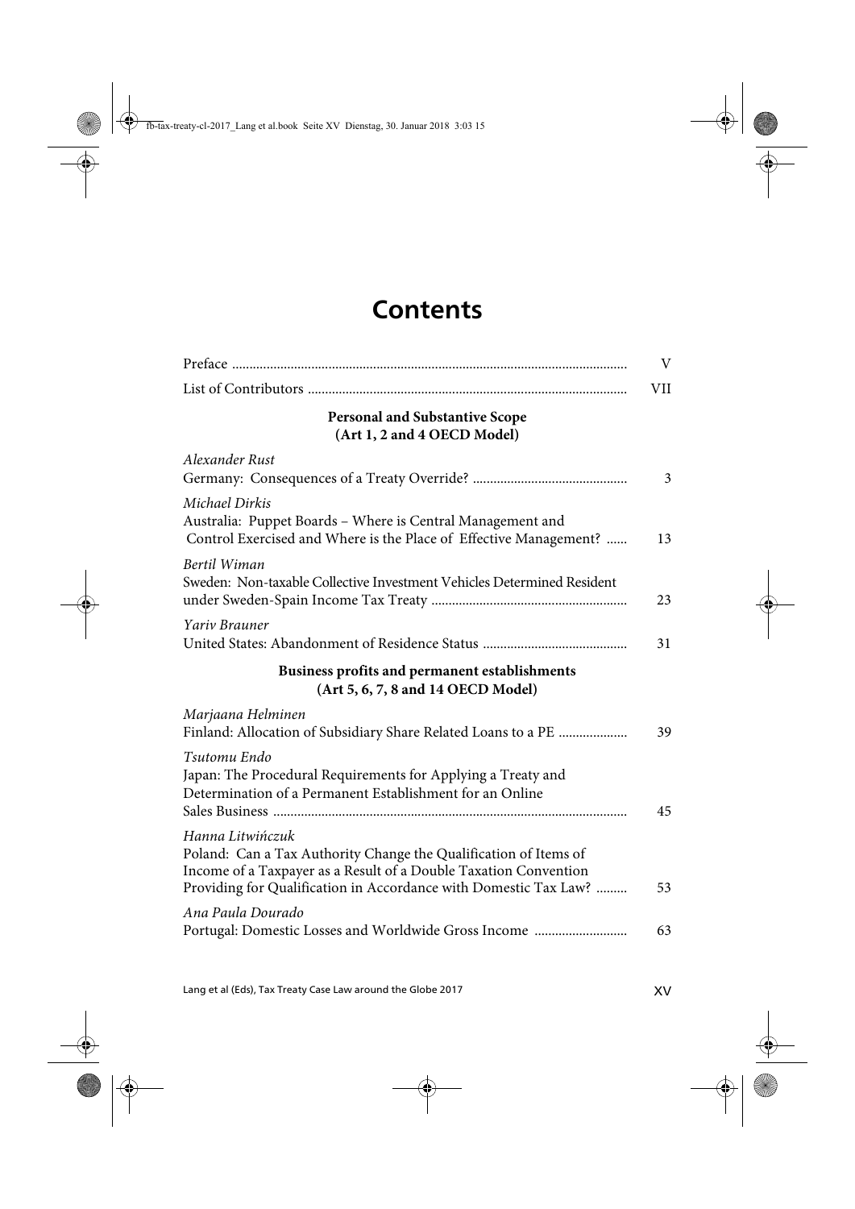# Contents

| | |
|---|---|
| Preface | V |
| List of Contributors | VII |

**Personal and Substantive Scope (Art 1, 2 and 4 OECD Model)**

| | |
|---|---|
| *Alexander Rust*<br>Germany: Consequences of a Treaty Override? | 3 |
| *Michael Dirkis*<br>Australia: Puppet Boards – Where is Central Management and Control Exercised and Where is the Place of Effective Management? | 13 |
| *Bertil Wiman*<br>Sweden: Non-taxable Collective Investment Vehicles Determined Resident under Sweden-Spain Income Tax Treaty | 23 |
| *Yariv Brauner*<br>United States: Abandonment of Residence Status | 31 |

**Business profits and permanent establishments (Art 5, 6, 7, 8 and 14 OECD Model)**

| | |
|---|---|
| *Marjaana Helminen*<br>Finland: Allocation of Subsidiary Share Related Loans to a PE | 39 |
| *Tsutomu Endo*<br>Japan: The Procedural Requirements for Applying a Treaty and Determination of a Permanent Establishment for an Online Sales Business | 45 |
| *Hanna Litwińczuk*<br>Poland: Can a Tax Authority Change the Qualification of Items of Income of a Taxpayer as a Result of a Double Taxation Convention Providing for Qualification in Accordance with Domestic Tax Law? | 53 |
| *Ana Paula Dourado*<br>Portugal: Domestic Losses and Worldwide Gross Income | 63 |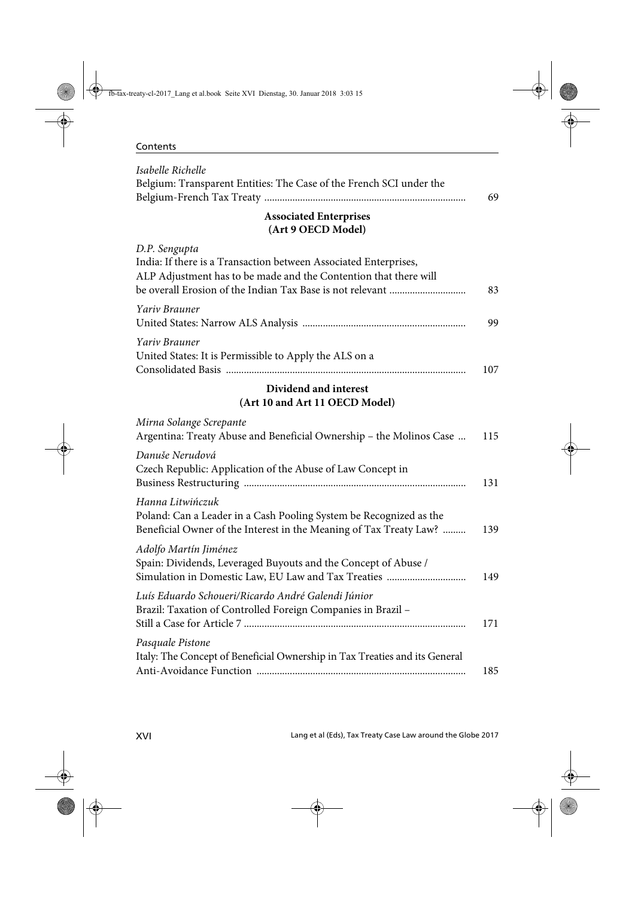*Isabelle Richelle*
Belgium: Transparent Entities: The Case of the French SCI under the Belgium-French Tax Treaty .......... 69

## Associated Enterprises (Art 9 OECD Model)

*D.P. Sengupta*
India: If there is a Transaction between Associated Enterprises, ALP Adjustment has to be made and the Contention that there will be overall Erosion of the Indian Tax Base is not relevant .......... 83

*Yariv Brauner*
United States: Narrow ALS Analysis .......... 99

*Yariv Brauner*
United States: It is Permissible to Apply the ALS on a Consolidated Basis .......... 107

## Dividend and interest (Art 10 and Art 11 OECD Model)

*Mirna Solange Screpante*
Argentina: Treaty Abuse and Beneficial Ownership – the Molinos Case ... 115

*Danuše Nerudová*
Czech Republic: Application of the Abuse of Law Concept in Business Restructuring .......... 131

*Hanna Litwińczuk*
Poland: Can a Leader in a Cash Pooling System be Recognized as the Beneficial Owner of the Interest in the Meaning of Tax Treaty Law? .......... 139

*Adolfo Martín Jiménez*
Spain: Dividends, Leveraged Buyouts and the Concept of Abuse / Simulation in Domestic Law, EU Law and Tax Treaties .......... 149

*Luís Eduardo Schoueri/Ricardo André Galendi Júnior*
Brazil: Taxation of Controlled Foreign Companies in Brazil – Still a Case for Article 7 .......... 171

*Pasquale Pistone*
Italy: The Concept of Beneficial Ownership in Tax Treaties and its General Anti-Avoidance Function .......... 185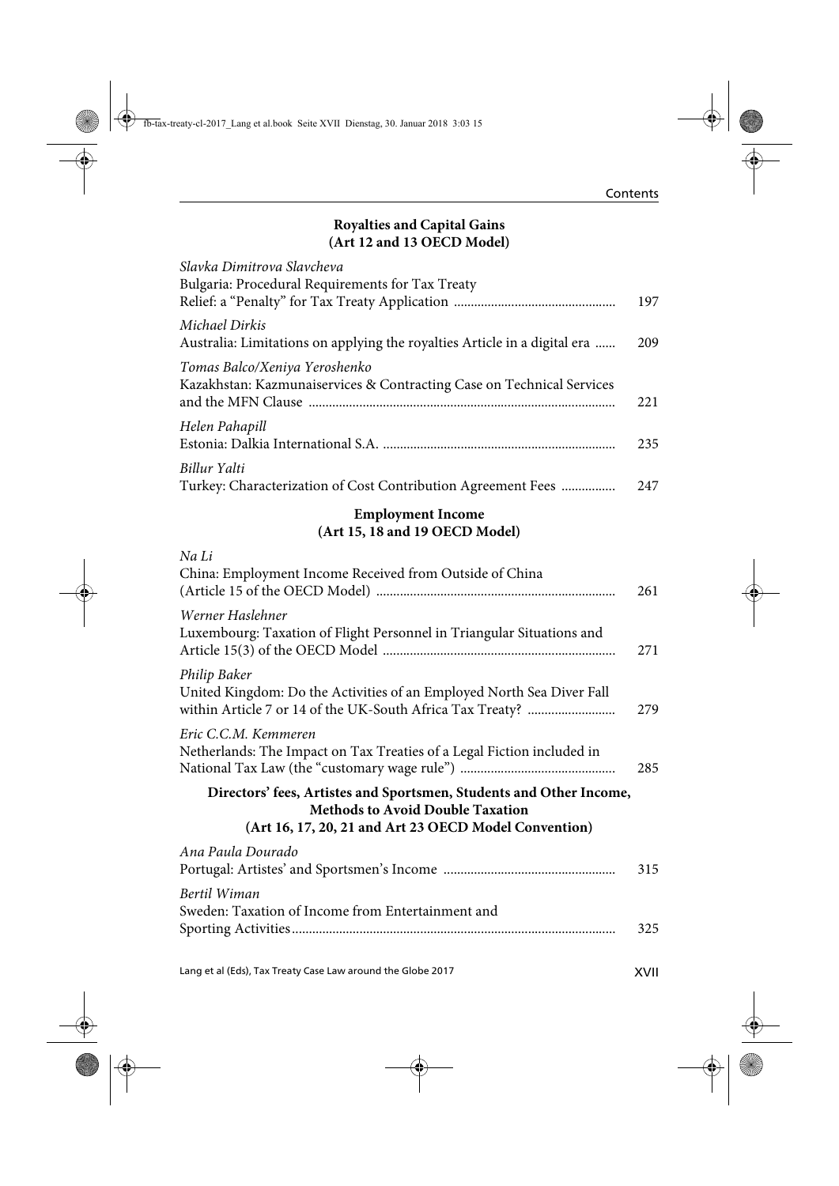## Royalties and Capital Gains (Art 12 and 13 OECD Model)

*Slavka Dimitrova Slavcheva*
Bulgaria: Procedural Requirements for Tax Treaty Relief: a "Penalty" for Tax Treaty Application ..... 197

*Michael Dirkis*
Australia: Limitations on applying the royalties Article in a digital era ..... 209

*Tomas Balco/Xeniya Yeroshenko*
Kazakhstan: Kazmunaiservices & Contracting Case on Technical Services and the MFN Clause ..... 221

*Helen Pahapill*
Estonia: Dalkia International S.A. ..... 235

*Billur Yalti*
Turkey: Characterization of Cost Contribution Agreement Fees ..... 247

## Employment Income (Art 15, 18 and 19 OECD Model)

*Na Li*
China: Employment Income Received from Outside of China (Article 15 of the OECD Model) ..... 261

*Werner Haslehner*
Luxembourg: Taxation of Flight Personnel in Triangular Situations and Article 15(3) of the OECD Model ..... 271

*Philip Baker*
United Kingdom: Do the Activities of an Employed North Sea Diver Fall within Article 7 or 14 of the UK-South Africa Tax Treaty? ..... 279

*Eric C.C.M. Kemmeren*
Netherlands: The Impact on Tax Treaties of a Legal Fiction included in National Tax Law (the "customary wage rule") ..... 285

## Directors' fees, Artistes and Sportsmen, Students and Other Income, Methods to Avoid Double Taxation (Art 16, 17, 20, 21 and Art 23 OECD Model Convention)

*Ana Paula Dourado*
Portugal: Artistes' and Sportsmen's Income ..... 315

*Bertil Wiman*
Sweden: Taxation of Income from Entertainment and Sporting Activities ..... 325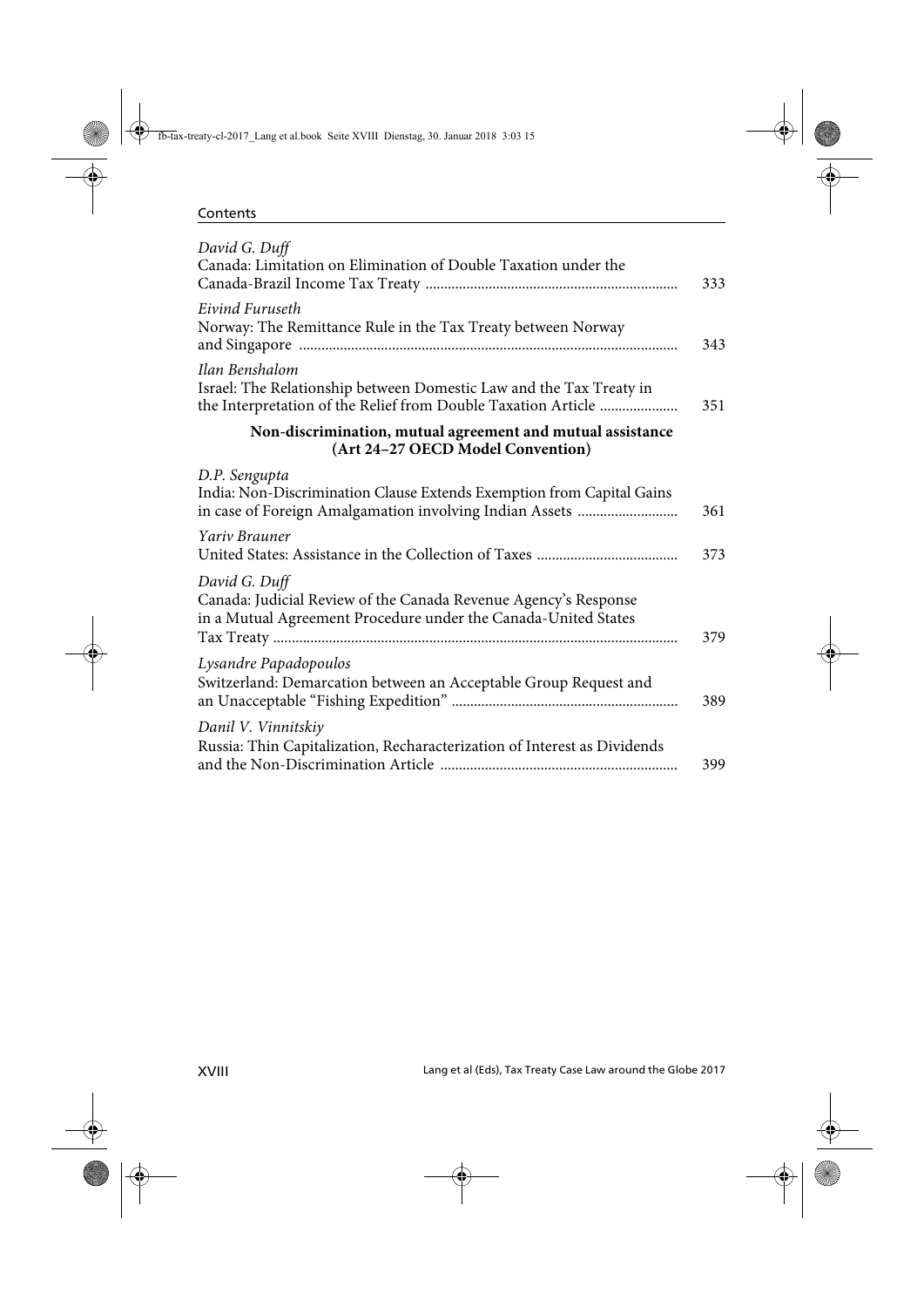*David G. Duff*
Canada: Limitation on Elimination of Double Taxation under the Canada-Brazil Income Tax Treaty ........ 333

*Eivind Furuseth*
Norway: The Remittance Rule in the Tax Treaty between Norway and Singapore ........ 343

*Ilan Benshalom*
Israel: The Relationship between Domestic Law and the Tax Treaty in the Interpretation of the Relief from Double Taxation Article ........ 351

**Non-discrimination, mutual agreement and mutual assistance (Art 24–27 OECD Model Convention)**

*D.P. Sengupta*
India: Non-Discrimination Clause Extends Exemption from Capital Gains in case of Foreign Amalgamation involving Indian Assets ........ 361

*Yariv Brauner*
United States: Assistance in the Collection of Taxes ........ 373

*David G. Duff*
Canada: Judicial Review of the Canada Revenue Agency's Response in a Mutual Agreement Procedure under the Canada-United States Tax Treaty ........ 379

*Lysandre Papadopoulos*
Switzerland: Demarcation between an Acceptable Group Request and an Unacceptable "Fishing Expedition" ........ 389

*Danil V. Vinnitskiy*
Russia: Thin Capitalization, Recharacterization of Interest as Dividends and the Non-Discrimination Article ........ 399